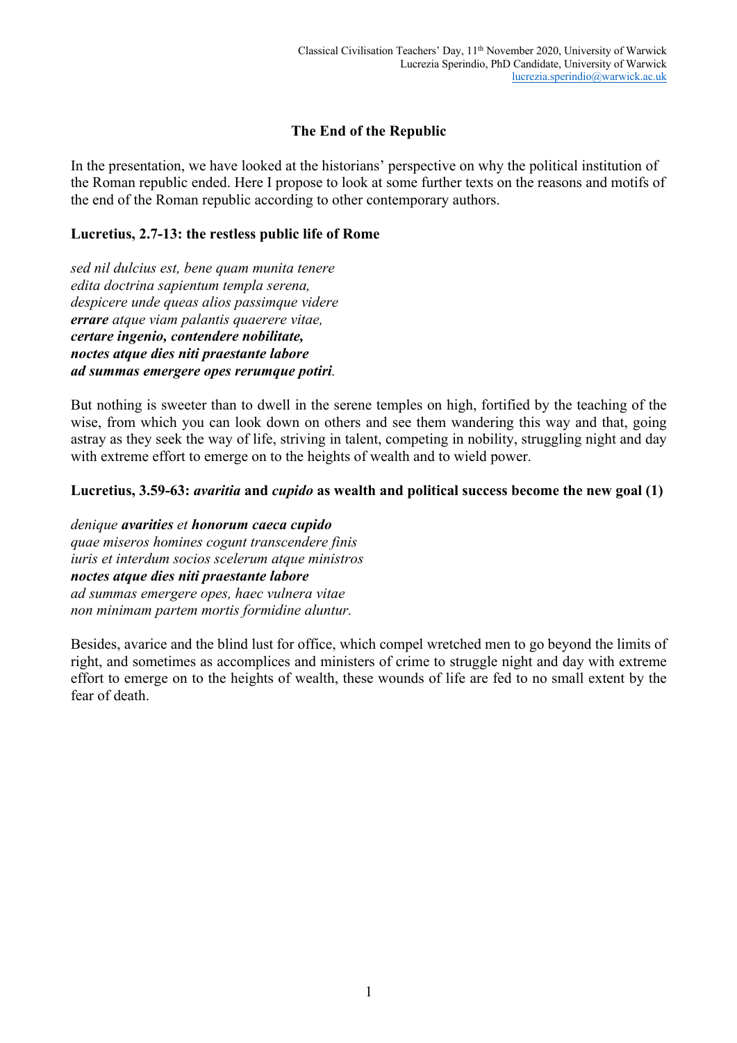Classical Civilisation Teachers' Day, 11th November 2020, University of Warwick
Lucrezia Sperindio, PhD Candidate, University of Warwick
lucrezia.sperindio@warwick.ac.uk

# The End of the Republic

In the presentation, we have looked at the historians' perspective on why the political institution of the Roman republic ended. Here I propose to look at some further texts on the reasons and motifs of the end of the Roman republic according to other contemporary authors.

## Lucretius, 2.7-13: the restless public life of Rome

*sed nil dulcius est, bene quam munita tenere*
*edita doctrina sapientum templa serena,*
*despicere unde queas alios passimque videre*
***errare** atque viam palantis quaerere vitae,*
***certare ingenio, contendere nobilitate,***
***noctes atque dies niti praestante labore***
***ad summas emergere opes rerumque potiri**.*

But nothing is sweeter than to dwell in the serene temples on high, fortified by the teaching of the wise, from which you can look down on others and see them wandering this way and that, going astray as they seek the way of life, striving in talent, competing in nobility, struggling night and day with extreme effort to emerge on to the heights of wealth and to wield power.

## Lucretius, 3.59-63: *avaritia* and *cupido* as wealth and political success become the new goal (1)

*denique **avarities** et **honorum caeca cupido***
*quae miseros homines cogunt transcendere finis*
*iuris et interdum socios scelerum atque ministros*
***noctes atque dies niti praestante labore***
*ad summas emergere opes, haec vulnera vitae*
*non minimam partem mortis formidine aluntur.*

Besides, avarice and the blind lust for office, which compel wretched men to go beyond the limits of right, and sometimes as accomplices and ministers of crime to struggle night and day with extreme effort to emerge on to the heights of wealth, these wounds of life are fed to no small extent by the fear of death.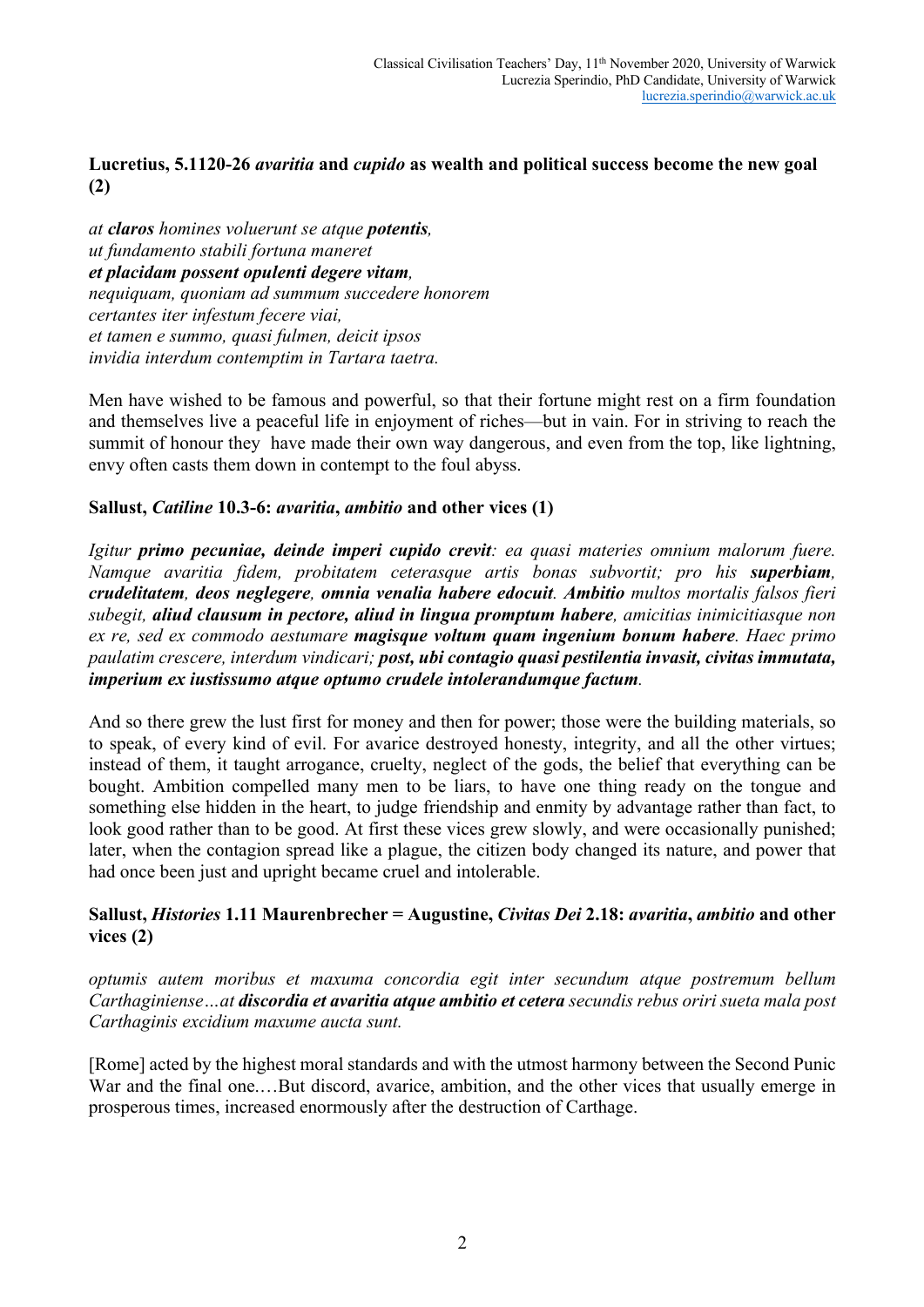**Lucretius, 5.1120-26 *avaritia* and *cupido* as wealth and political success become the new goal (2)**

*at* ***claros*** *homines voluerunt se atque* ***potentis****,*
*ut fundamento stabili fortuna maneret*
***et placidam possent opulenti degere vitam****,*
*nequiquam, quoniam ad summum succedere honorem*
*certantes iter infestum fecere viai,*
*et tamen e summo, quasi fulmen, deicit ipsos*
*invidia interdum contemptim in Tartara taetra.*

Men have wished to be famous and powerful, so that their fortune might rest on a firm foundation and themselves live a peaceful life in enjoyment of riches—but in vain. For in striving to reach the summit of honour they have made their own way dangerous, and even from the top, like lightning, envy often casts them down in contempt to the foul abyss.

**Sallust, *Catiline* 10.3-6: *avaritia*, *ambitio* and other vices (1)**

*Igitur* ***primo pecuniae, deinde imperi cupido crevit****: ea quasi materies omnium malorum fuere. Namque avaritia fidem, probitatem ceterasque artis bonas subvortit; pro his* ***superbiam, crudelitatem, deos neglegere, omnia venalia habere edocuit****.* ***Ambitio*** *multos mortalis falsos fieri subegit,* ***aliud clausum in pectore, aliud in lingua promptum habere****, amicitias inimicitiasque non ex re, sed ex commodo aestumare* ***magisque voltum quam ingenium bonum habere****. Haec primo paulatim crescere, interdum vindicari;* ***post, ubi contagio quasi pestilentia invasit, civitas immutata, imperium ex iustissumo atque optumo crudele intolerandumque factum****.*

And so there grew the lust first for money and then for power; those were the building materials, so to speak, of every kind of evil. For avarice destroyed honesty, integrity, and all the other virtues; instead of them, it taught arrogance, cruelty, neglect of the gods, the belief that everything can be bought. Ambition compelled many men to be liars, to have one thing ready on the tongue and something else hidden in the heart, to judge friendship and enmity by advantage rather than fact, to look good rather than to be good. At first these vices grew slowly, and were occasionally punished; later, when the contagion spread like a plague, the citizen body changed its nature, and power that had once been just and upright became cruel and intolerable.

**Sallust, *Histories* 1.11 Maurenbrecher = Augustine, *Civitas Dei* 2.18: *avaritia*, *ambitio* and other vices (2)**

*optumis autem moribus et maxuma concordia egit inter secundum atque postremum bellum Carthaginiense…at* ***discordia et avaritia atque ambitio et cetera*** *secundis rebus oriri sueta mala post Carthaginis excidium maxume aucta sunt.*

[Rome] acted by the highest moral standards and with the utmost harmony between the Second Punic War and the final one.…But discord, avarice, ambition, and the other vices that usually emerge in prosperous times, increased enormously after the destruction of Carthage.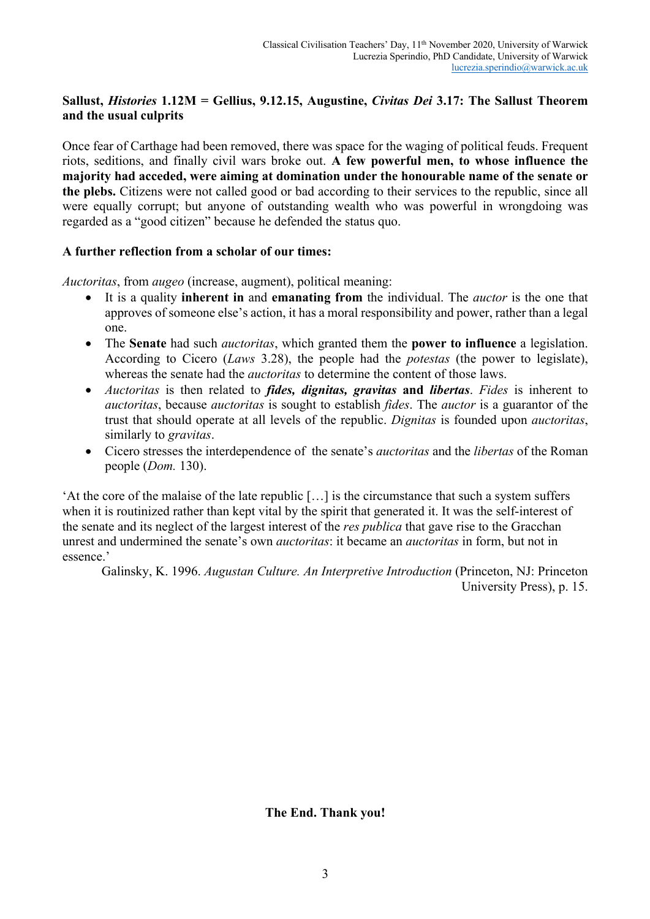**Sallust, *Histories* 1.12M = Gellius, 9.12.15, Augustine, *Civitas Dei* 3.17: The Sallust Theorem and the usual culprits**

Once fear of Carthage had been removed, there was space for the waging of political feuds. Frequent riots, seditions, and finally civil wars broke out. **A few powerful men, to whose influence the majority had acceded, were aiming at domination under the honourable name of the senate or the plebs.** Citizens were not called good or bad according to their services to the republic, since all were equally corrupt; but anyone of outstanding wealth who was powerful in wrongdoing was regarded as a "good citizen" because he defended the status quo.

**A further reflection from a scholar of our times:**

*Auctoritas*, from *augeo* (increase, augment), political meaning:

- It is a quality **inherent in** and **emanating from** the individual. The *auctor* is the one that approves of someone else's action, it has a moral responsibility and power, rather than a legal one.
- The **Senate** had such *auctoritas*, which granted them the **power to influence** a legislation. According to Cicero (*Laws* 3.28), the people had the *potestas* (the power to legislate), whereas the senate had the *auctoritas* to determine the content of those laws.
- *Auctoritas* is then related to ***fides, dignitas, gravitas*** **and** ***libertas***. *Fides* is inherent to *auctoritas*, because *auctoritas* is sought to establish *fides*. The *auctor* is a guarantor of the trust that should operate at all levels of the republic. *Dignitas* is founded upon *auctoritas*, similarly to *gravitas*.
- Cicero stresses the interdependence of the senate's *auctoritas* and the *libertas* of the Roman people (*Dom.* 130).

'At the core of the malaise of the late republic […] is the circumstance that such a system suffers when it is routinized rather than kept vital by the spirit that generated it. It was the self-interest of the senate and its neglect of the largest interest of the *res publica* that gave rise to the Gracchan unrest and undermined the senate's own *auctoritas*: it became an *auctoritas* in form, but not in essence.'

Galinsky, K. 1996. *Augustan Culture. An Interpretive Introduction* (Princeton, NJ: Princeton University Press), p. 15.

**The End. Thank you!**